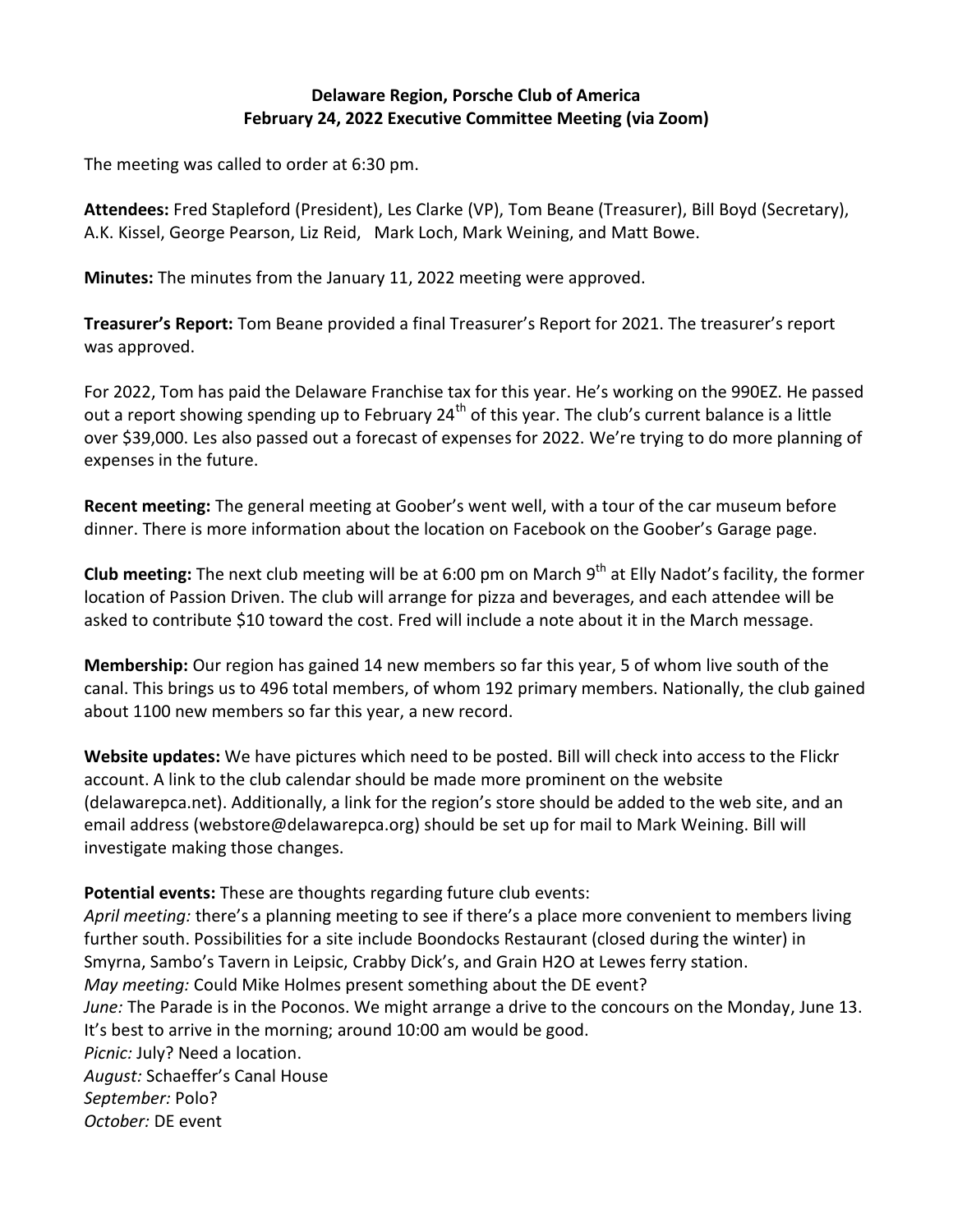**Delaware Region, Porsche Club of America**
**February 24, 2022 Executive Committee Meeting (via Zoom)**

The meeting was called to order at 6:30 pm.

**Attendees:** Fred Stapleford (President), Les Clarke (VP), Tom Beane (Treasurer), Bill Boyd (Secretary), A.K. Kissel, George Pearson, Liz Reid, Mark Loch, Mark Weining, and Matt Bowe.

**Minutes:** The minutes from the January 11, 2022 meeting were approved.

**Treasurer's Report:** Tom Beane provided a final Treasurer's Report for 2021. The treasurer's report was approved.

For 2022, Tom has paid the Delaware Franchise tax for this year. He's working on the 990EZ. He passed out a report showing spending up to February 24th of this year. The club's current balance is a little over $39,000. Les also passed out a forecast of expenses for 2022. We're trying to do more planning of expenses in the future.

**Recent meeting:** The general meeting at Goober's went well, with a tour of the car museum before dinner. There is more information about the location on Facebook on the Goober's Garage page.

**Club meeting:** The next club meeting will be at 6:00 pm on March 9th at Elly Nadot's facility, the former location of Passion Driven. The club will arrange for pizza and beverages, and each attendee will be asked to contribute $10 toward the cost. Fred will include a note about it in the March message.

**Membership:** Our region has gained 14 new members so far this year, 5 of whom live south of the canal. This brings us to 496 total members, of whom 192 primary members. Nationally, the club gained about 1100 new members so far this year, a new record.

**Website updates:** We have pictures which need to be posted. Bill will check into access to the Flickr account. A link to the club calendar should be made more prominent on the website (delawarepca.net). Additionally, a link for the region's store should be added to the web site, and an email address (webstore@delawarepca.org) should be set up for mail to Mark Weining. Bill will investigate making those changes.

**Potential events:** These are thoughts regarding future club events:
*April meeting:* there's a planning meeting to see if there's a place more convenient to members living further south. Possibilities for a site include Boondocks Restaurant (closed during the winter) in Smyrna, Sambo's Tavern in Leipsic, Crabby Dick's, and Grain H2O at Lewes ferry station.
*May meeting:* Could Mike Holmes present something about the DE event?
*June:* The Parade is in the Poconos. We might arrange a drive to the concours on the Monday, June 13. It's best to arrive in the morning; around 10:00 am would be good.
*Picnic:* July? Need a location.
*August:* Schaeffer's Canal House
*September:* Polo?
*October:* DE event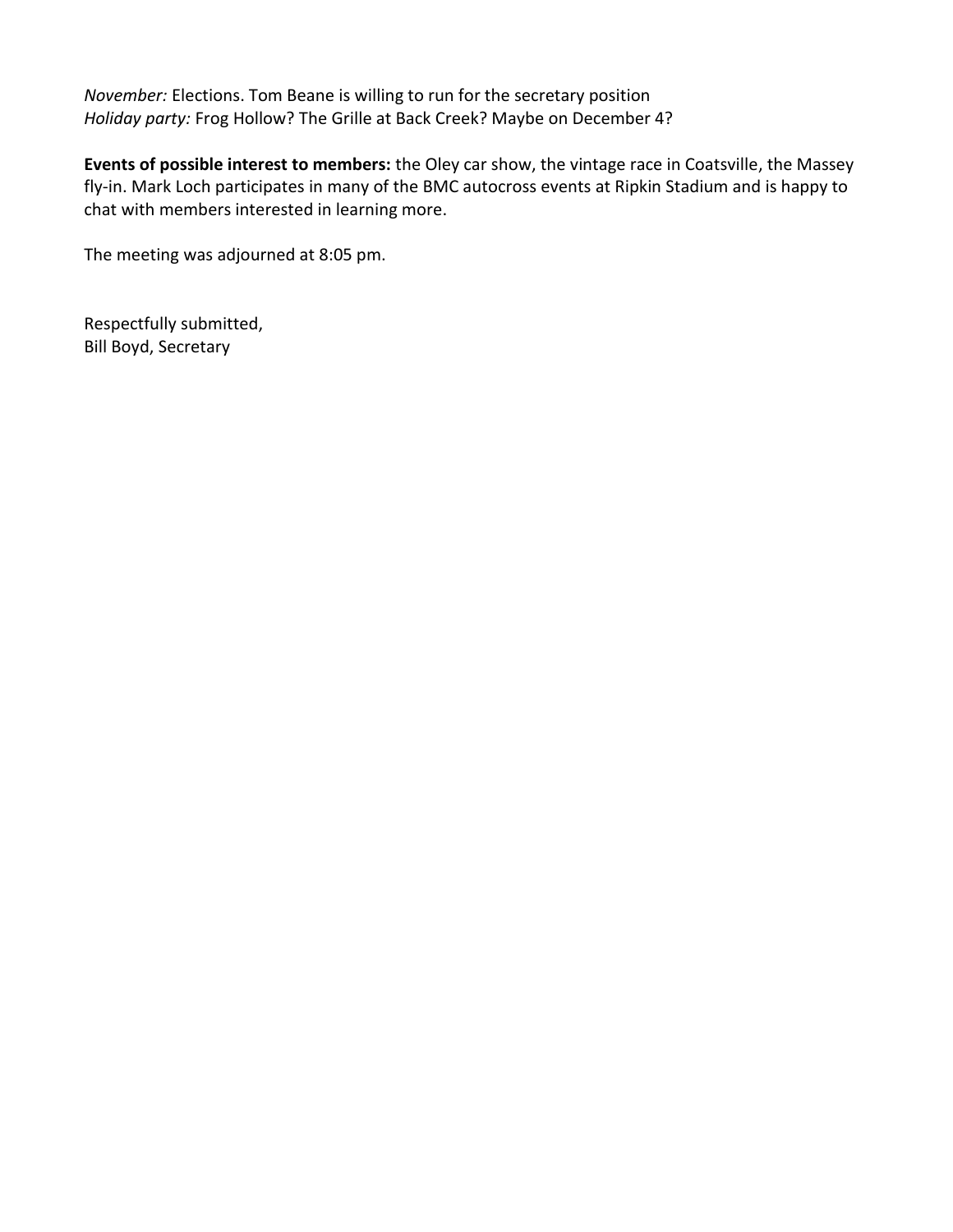*November:* Elections. Tom Beane is willing to run for the secretary position
*Holiday party:* Frog Hollow? The Grille at Back Creek? Maybe on December 4?

**Events of possible interest to members:** the Oley car show, the vintage race in Coatsville, the Massey fly-in. Mark Loch participates in many of the BMC autocross events at Ripkin Stadium and is happy to chat with members interested in learning more.

The meeting was adjourned at 8:05 pm.

Respectfully submitted,
Bill Boyd, Secretary